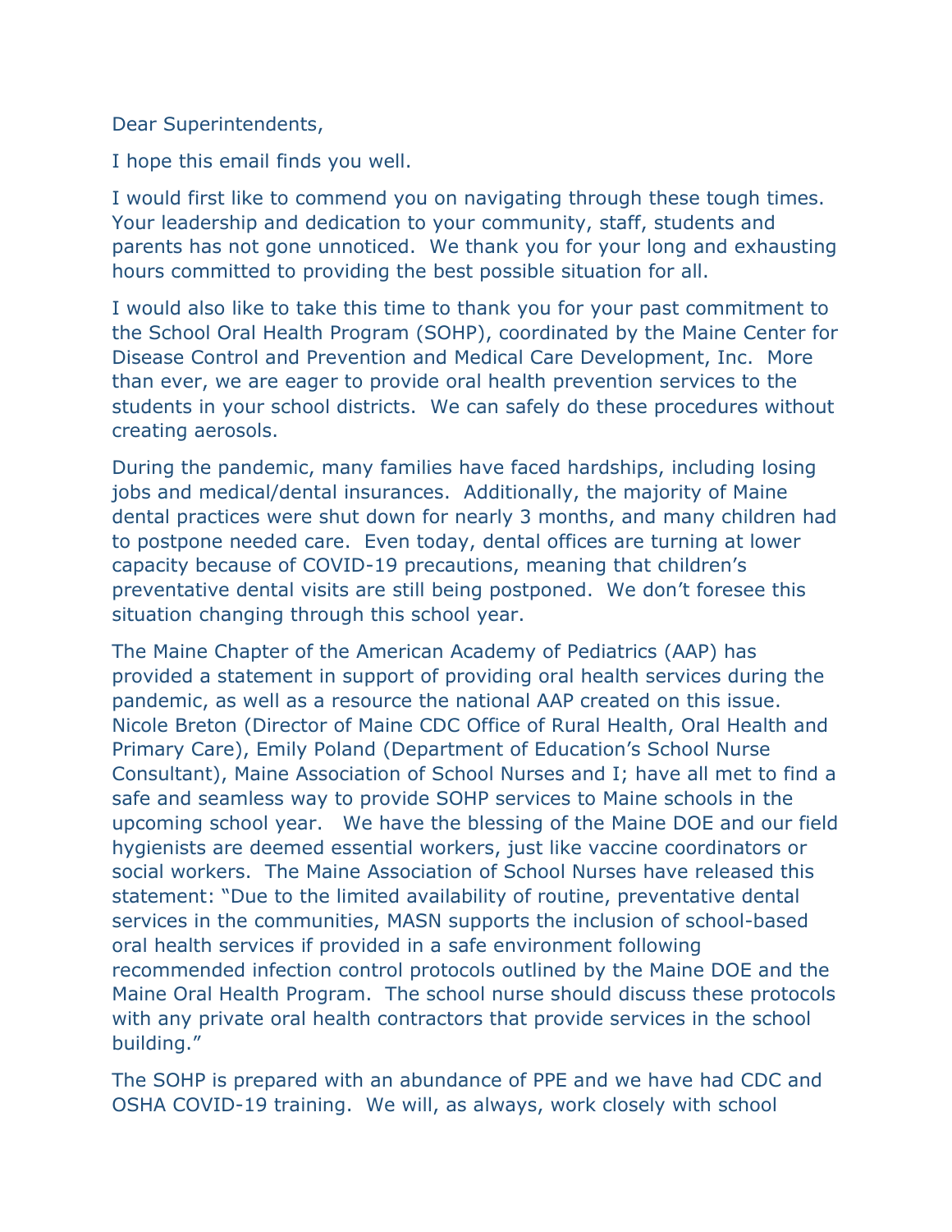Dear Superintendents,

I hope this email finds you well.

I would first like to commend you on navigating through these tough times. Your leadership and dedication to your community, staff, students and parents has not gone unnoticed. We thank you for your long and exhausting hours committed to providing the best possible situation for all.

I would also like to take this time to thank you for your past commitment to the School Oral Health Program (SOHP), coordinated by the Maine Center for Disease Control and Prevention and Medical Care Development, Inc. More than ever, we are eager to provide oral health prevention services to the students in your school districts. We can safely do these procedures without creating aerosols.

During the pandemic, many families have faced hardships, including losing jobs and medical/dental insurances. Additionally, the majority of Maine dental practices were shut down for nearly 3 months, and many children had to postpone needed care. Even today, dental offices are turning at lower capacity because of COVID-19 precautions, meaning that children's preventative dental visits are still being postponed. We don't foresee this situation changing through this school year.

The Maine Chapter of the American Academy of Pediatrics (AAP) has provided a statement in support of providing oral health services during the pandemic, as well as a resource the national AAP created on this issue. Nicole Breton (Director of Maine CDC Office of Rural Health, Oral Health and Primary Care), Emily Poland (Department of Education's School Nurse Consultant), Maine Association of School Nurses and I; have all met to find a safe and seamless way to provide SOHP services to Maine schools in the upcoming school year. We have the blessing of the Maine DOE and our field hygienists are deemed essential workers, just like vaccine coordinators or social workers. The Maine Association of School Nurses have released this statement: "Due to the limited availability of routine, preventative dental services in the communities, MASN supports the inclusion of school-based oral health services if provided in a safe environment following recommended infection control protocols outlined by the Maine DOE and the Maine Oral Health Program. The school nurse should discuss these protocols with any private oral health contractors that provide services in the school building."

The SOHP is prepared with an abundance of PPE and we have had CDC and OSHA COVID-19 training. We will, as always, work closely with school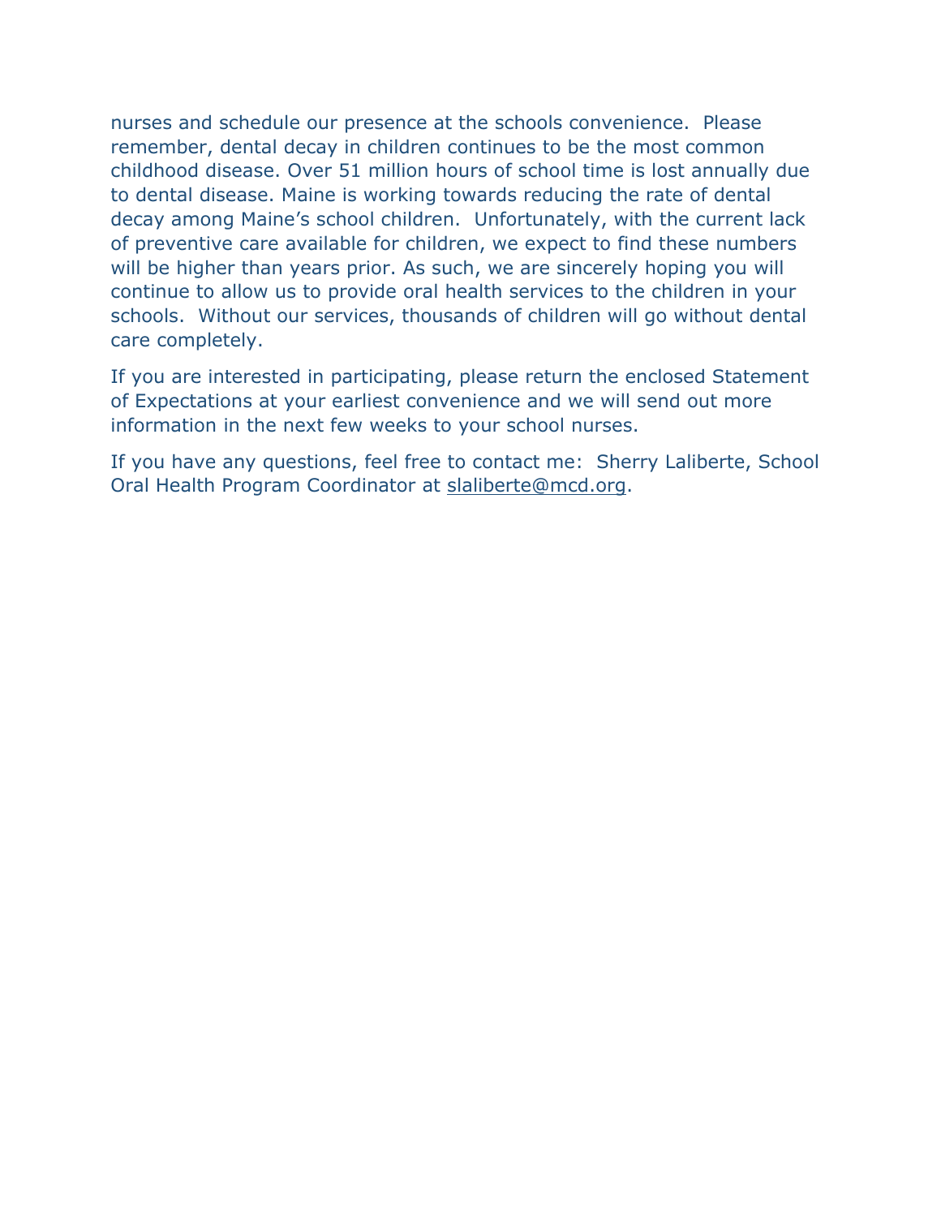nurses and schedule our presence at the schools convenience. Please remember, dental decay in children continues to be the most common childhood disease. Over 51 million hours of school time is lost annually due to dental disease. Maine is working towards reducing the rate of dental decay among Maine's school children. Unfortunately, with the current lack of preventive care available for children, we expect to find these numbers will be higher than years prior. As such, we are sincerely hoping you will continue to allow us to provide oral health services to the children in your schools. Without our services, thousands of children will go without dental care completely.

If you are interested in participating, please return the enclosed Statement of Expectations at your earliest convenience and we will send out more information in the next few weeks to your school nurses.

If you have any questions, feel free to contact me: Sherry Laliberte, School Oral Health Program Coordinator at slaliberte@mcd.org.